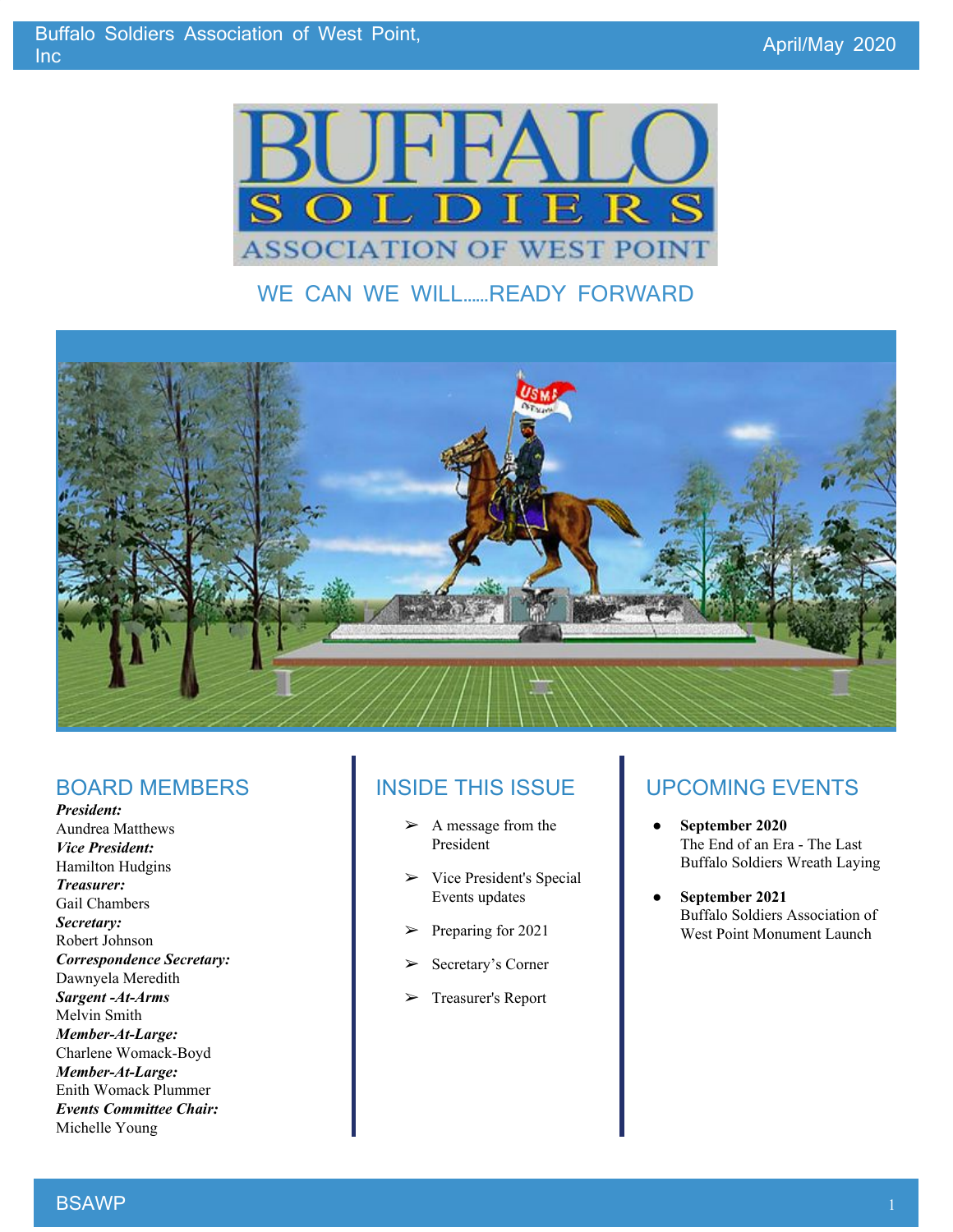# BUFFALO SOLDIERS ASSOCIATION OF WEST POINT

WE CAN WE WILL……READY FORWARD

## BOARD MEMBERS

***President:***
Aundrea Matthews
***Vice President:***
Hamilton Hudgins
***Treasurer:***
Gail Chambers
***Secretary:***
Robert Johnson
***Correspondence Secretary:***
Dawnyela Meredith
***Sargent -At-Arms***
Melvin Smith
***Member-At-Large:***
Charlene Womack-Boyd
***Member-At-Large:***
Enith Womack Plummer
***Events Committee Chair:***
Michelle Young

## INSIDE THIS ISSUE

- A message from the President
- Vice President's Special Events updates
- Preparing for 2021
- Secretary's Corner
- Treasurer's Report

## UPCOMING EVENTS

- **September 2020**
  The End of an Era - The Last Buffalo Soldiers Wreath Laying
- **September 2021**
  Buffalo Soldiers Association of West Point Monument Launch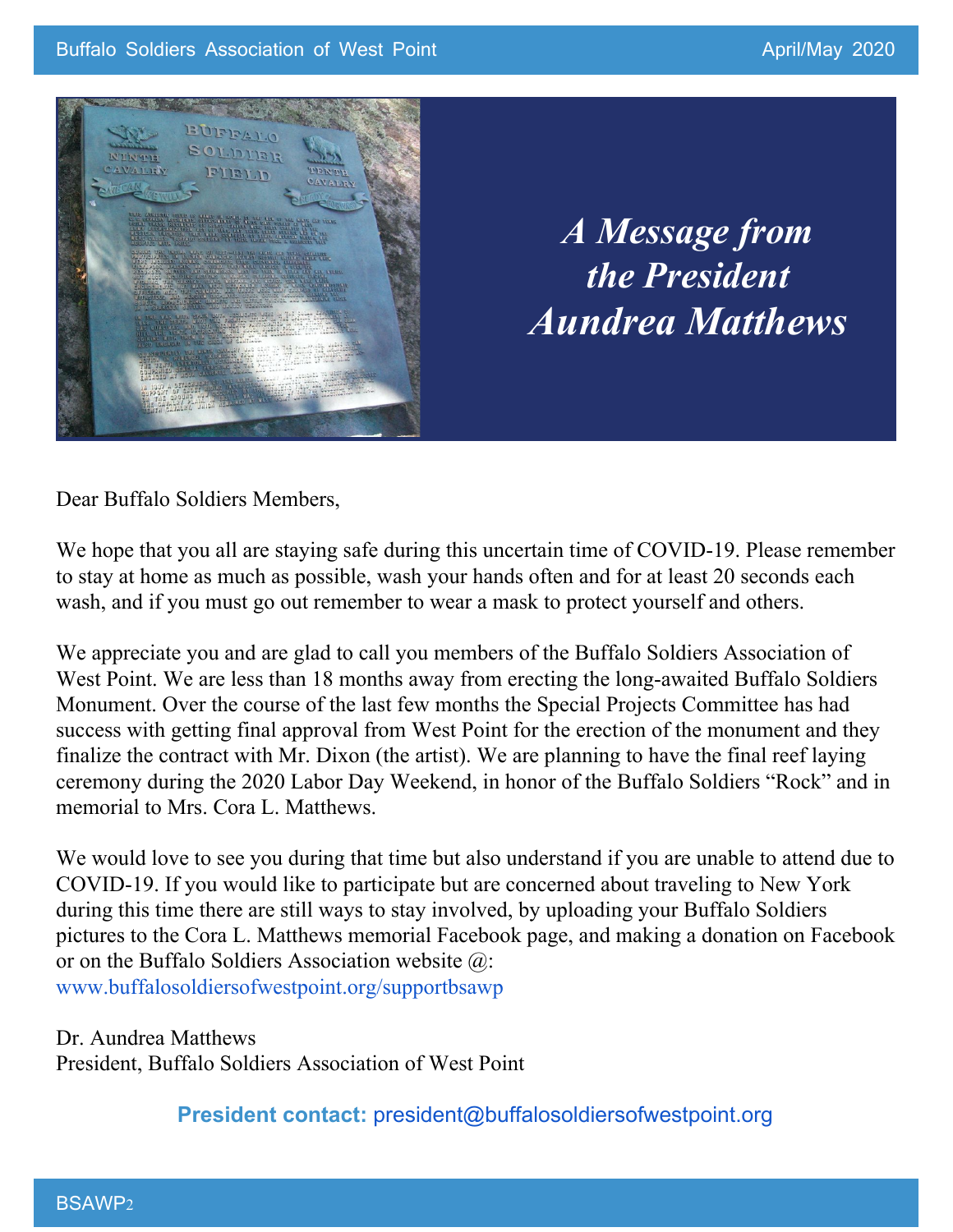# *A Message from the President Aundrea Matthews*

Dear Buffalo Soldiers Members,

We hope that you all are staying safe during this uncertain time of COVID-19. Please remember to stay at home as much as possible, wash your hands often and for at least 20 seconds each wash, and if you must go out remember to wear a mask to protect yourself and others.

We appreciate you and are glad to call you members of the Buffalo Soldiers Association of West Point. We are less than 18 months away from erecting the long-awaited Buffalo Soldiers Monument. Over the course of the last few months the Special Projects Committee has had success with getting final approval from West Point for the erection of the monument and they finalize the contract with Mr. Dixon (the artist). We are planning to have the final reef laying ceremony during the 2020 Labor Day Weekend, in honor of the Buffalo Soldiers "Rock" and in memorial to Mrs. Cora L. Matthews.

We would love to see you during that time but also understand if you are unable to attend due to COVID-19. If you would like to participate but are concerned about traveling to New York during this time there are still ways to stay involved, by uploading your Buffalo Soldiers pictures to the Cora L. Matthews memorial Facebook page, and making a donation on Facebook or on the Buffalo Soldiers Association website @: www.buffalosoldiersofwestpoint.org/supportbsawp

Dr. Aundrea Matthews
President, Buffalo Soldiers Association of West Point

**President contact:** president@buffalosoldiersofwestpoint.org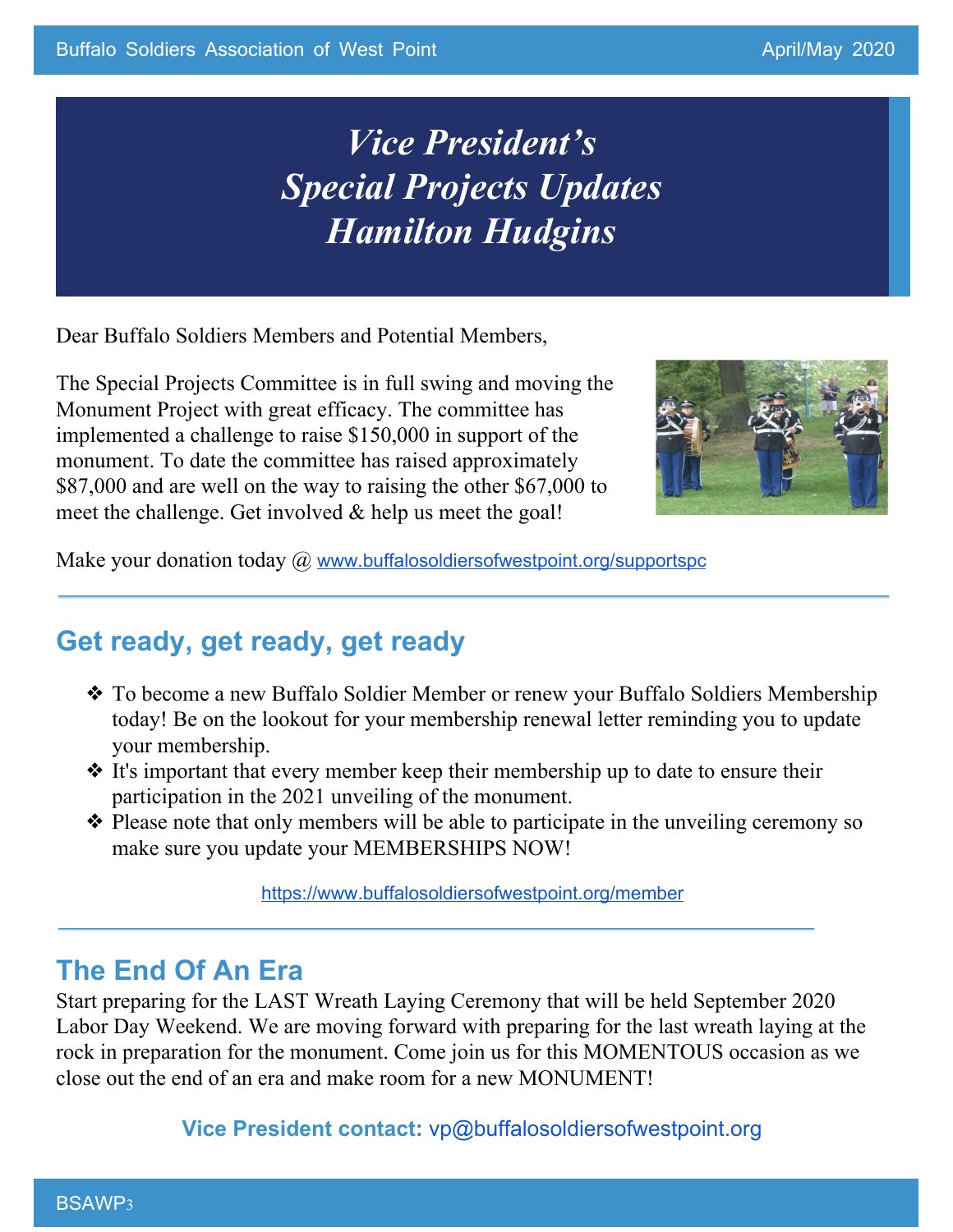# *Vice President's Special Projects Updates Hamilton Hudgins*

Dear Buffalo Soldiers Members and Potential Members,

The Special Projects Committee is in full swing and moving the Monument Project with great efficacy. The committee has implemented a challenge to raise $150,000 in support of the monument. To date the committee has raised approximately $87,000 and are well on the way to raising the other $67,000 to meet the challenge. Get involved & help us meet the goal!

Make your donation today @ www.buffalosoldiersofwestpoint.org/supportspc

---

## Get ready, get ready, get ready

- To become a new Buffalo Soldier Member or renew your Buffalo Soldiers Membership today! Be on the lookout for your membership renewal letter reminding you to update your membership.
- It's important that every member keep their membership up to date to ensure their participation in the 2021 unveiling of the monument.
- Please note that only members will be able to participate in the unveiling ceremony so make sure you update your MEMBERSHIPS NOW!

https://www.buffalosoldiersofwestpoint.org/member

---

## The End Of An Era

Start preparing for the LAST Wreath Laying Ceremony that will be held September 2020 Labor Day Weekend. We are moving forward with preparing for the last wreath laying at the rock in preparation for the monument. Come join us for this MOMENTOUS occasion as we close out the end of an era and make room for a new MONUMENT!

**Vice President contact:** vp@buffalosoldiersofwestpoint.org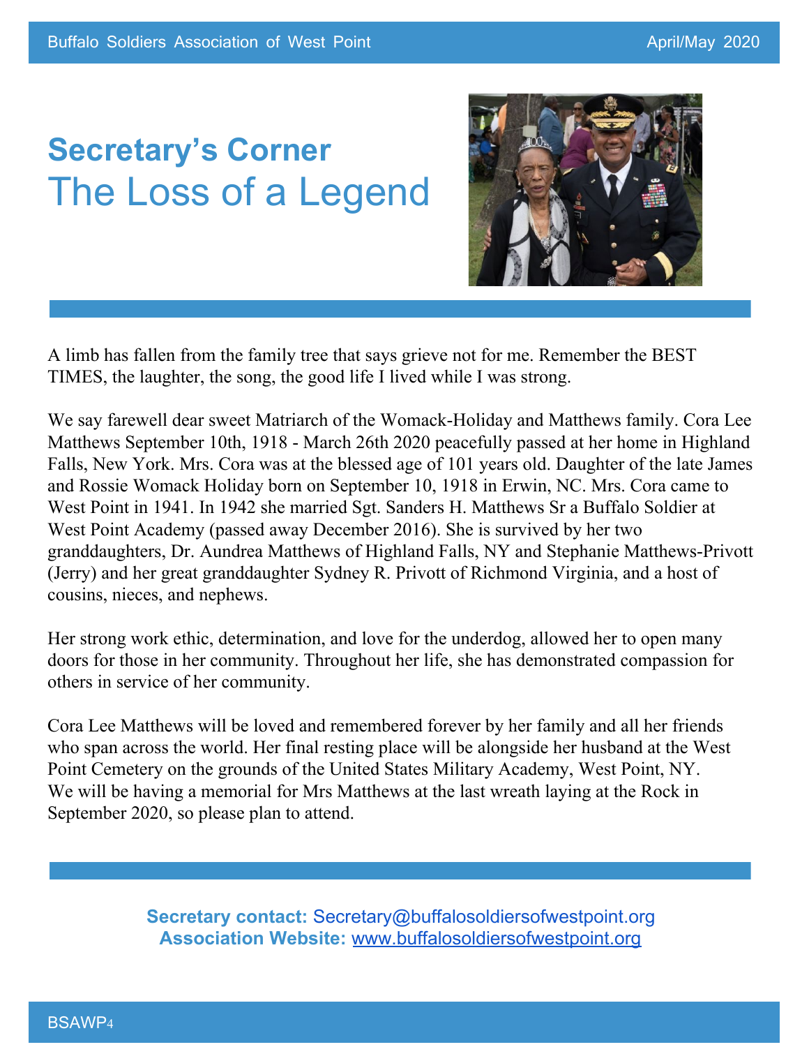# Secretary's Corner

## The Loss of a Legend

A limb has fallen from the family tree that says grieve not for me. Remember the BEST TIMES, the laughter, the song, the good life I lived while I was strong.

We say farewell dear sweet Matriarch of the Womack-Holiday and Matthews family. Cora Lee Matthews September 10th, 1918 - March 26th 2020 peacefully passed at her home in Highland Falls, New York. Mrs. Cora was at the blessed age of 101 years old. Daughter of the late James and Rossie Womack Holiday born on September 10, 1918 in Erwin, NC. Mrs. Cora came to West Point in 1941. In 1942 she married Sgt. Sanders H. Matthews Sr a Buffalo Soldier at West Point Academy (passed away December 2016). She is survived by her two granddaughters, Dr. Aundrea Matthews of Highland Falls, NY and Stephanie Matthews-Privott (Jerry) and her great granddaughter Sydney R. Privott of Richmond Virginia, and a host of cousins, nieces, and nephews.

Her strong work ethic, determination, and love for the underdog, allowed her to open many doors for those in her community. Throughout her life, she has demonstrated compassion for others in service of her community.

Cora Lee Matthews will be loved and remembered forever by her family and all her friends who span across the world. Her final resting place will be alongside her husband at the West Point Cemetery on the grounds of the United States Military Academy, West Point, NY. We will be having a memorial for Mrs Matthews at the last wreath laying at the Rock in September 2020, so please plan to attend.

**Secretary contact:** Secretary@buffalosoldiersofwestpoint.org
**Association Website:** [www.buffalosoldiersofwestpoint.org](http://www.buffalosoldiersofwestpoint.org)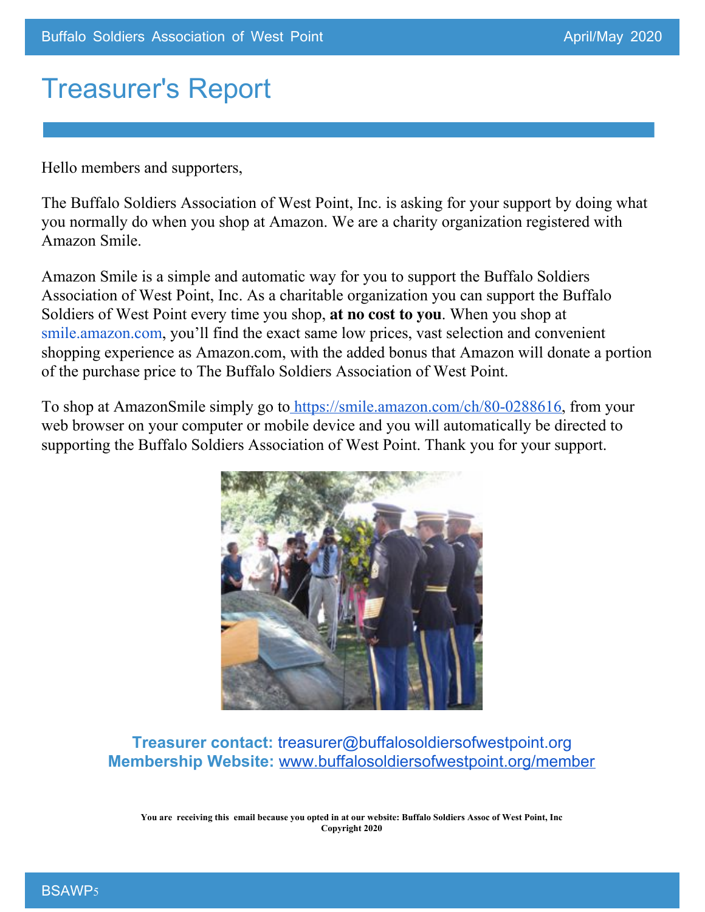# Treasurer's Report

Hello members and supporters,

The Buffalo Soldiers Association of West Point, Inc. is asking for your support by doing what you normally do when you shop at Amazon. We are a charity organization registered with Amazon Smile.

Amazon Smile is a simple and automatic way for you to support the Buffalo Soldiers Association of West Point, Inc. As a charitable organization you can support the Buffalo Soldiers of West Point every time you shop, **at no cost to you**. When you shop at smile.amazon.com, you'll find the exact same low prices, vast selection and convenient shopping experience as Amazon.com, with the added bonus that Amazon will donate a portion of the purchase price to The Buffalo Soldiers Association of West Point.

To shop at AmazonSmile simply go to https://smile.amazon.com/ch/80-0288616, from your web browser on your computer or mobile device and you will automatically be directed to supporting the Buffalo Soldiers Association of West Point. Thank you for your support.

**Treasurer contact:** treasurer@buffalosoldiersofwestpoint.org
**Membership Website:** www.buffalosoldiersofwestpoint.org/member

**You are receiving this email because you opted in at our website: Buffalo Soldiers Assoc of West Point, Inc**
**Copyright 2020**